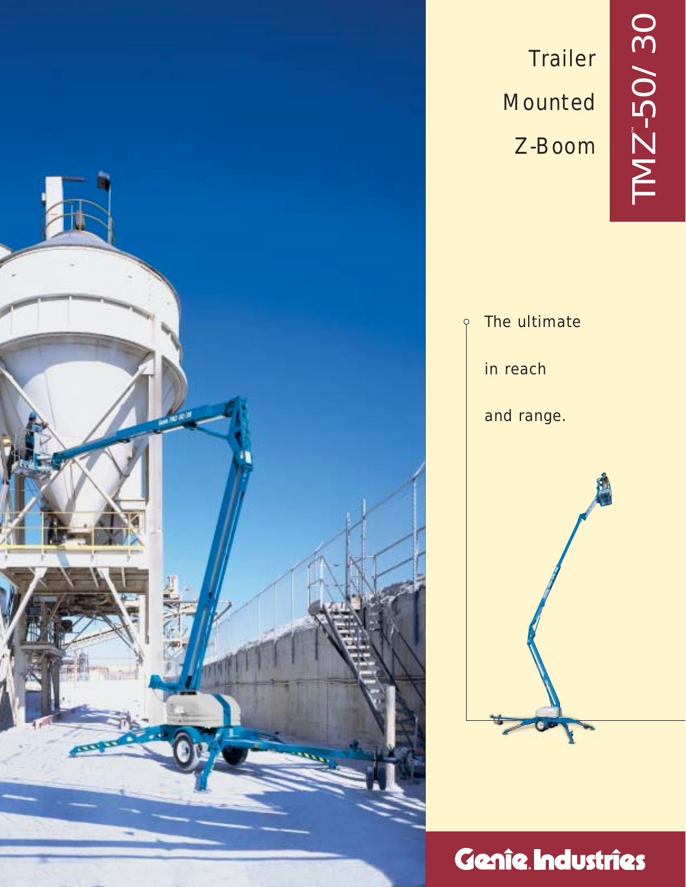# TMZ™-50/30

## Trailer Mounted Z-Boom

The ultimate in reach and range.

**Genie Industries**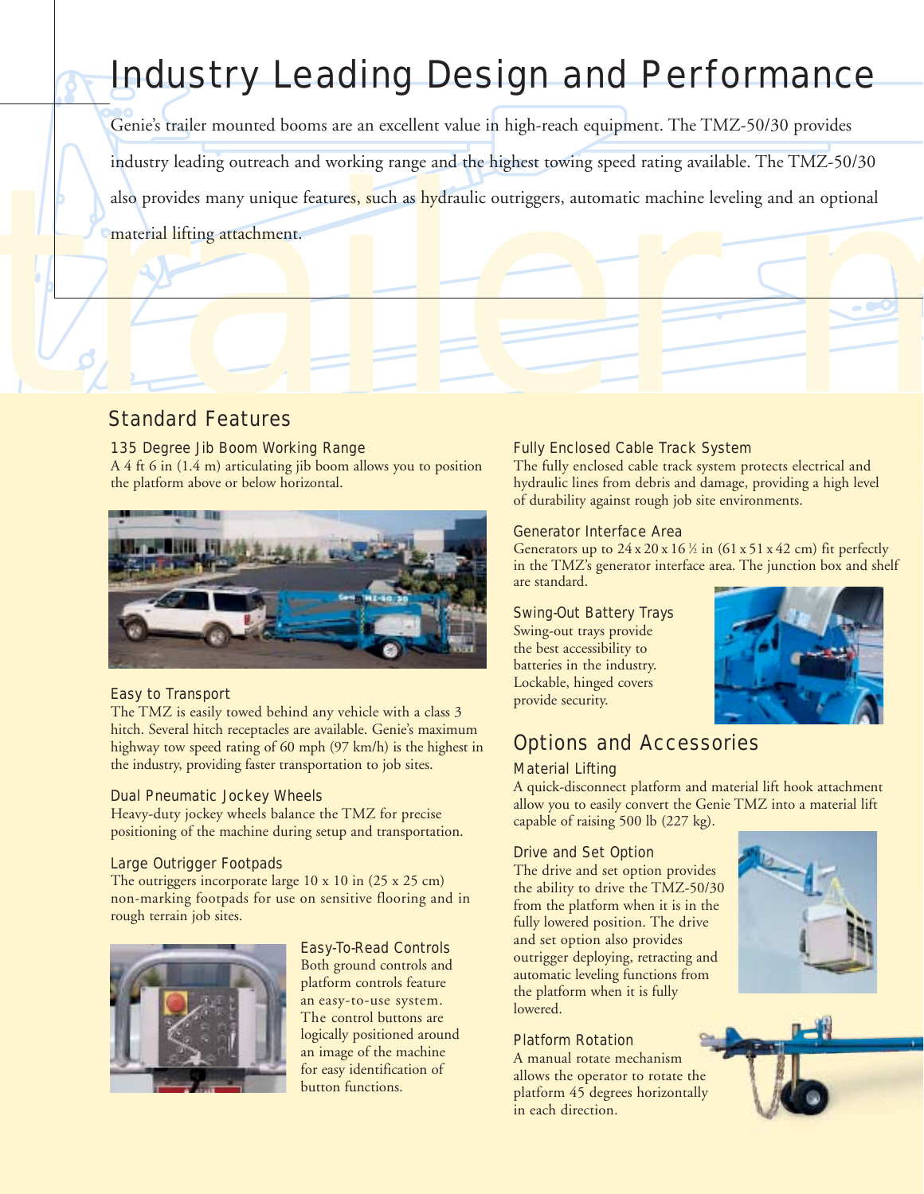# Industry Leading Design and Performance

Genie's trailer mounted booms are an excellent value in high-reach equipment. The TMZ-50/30 provides industry leading outreach and working range and the highest towing speed rating available. The TMZ-50/30 also provides many unique features, such as hydraulic outriggers, automatic machine leveling and an optional material lifting attachment.

## Standard Features

### 135 Degree Jib Boom Working Range

A 4 ft 6 in (1.4 m) articulating jib boom allows you to position the platform above or below horizontal.

### Easy to Transport

The TMZ is easily towed behind any vehicle with a class 3 hitch. Several hitch receptacles are available. Genie's maximum highway tow speed rating of 60 mph (97 km/h) is the highest in the industry, providing faster transportation to job sites.

### Dual Pneumatic Jockey Wheels

Heavy-duty jockey wheels balance the TMZ for precise positioning of the machine during setup and transportation.

### Large Outrigger Footpads

The outriggers incorporate large 10 x 10 in (25 x 25 cm) non-marking footpads for use on sensitive flooring and in rough terrain job sites.

### Easy-To-Read Controls

Both ground controls and platform controls feature an easy-to-use system. The control buttons are logically positioned around an image of the machine for easy identification of button functions.

### Fully Enclosed Cable Track System

The fully enclosed cable track system protects electrical and hydraulic lines from debris and damage, providing a high level of durability against rough job site environments.

### Generator Interface Area

Generators up to 24 x 20 x 16 ½ in (61 x 51 x 42 cm) fit perfectly in the TMZ's generator interface area. The junction box and shelf are standard.

### Swing-Out Battery Trays

Swing-out trays provide the best accessibility to batteries in the industry. Lockable, hinged covers provide security.

## Options and Accessories

### Material Lifting

A quick-disconnect platform and material lift hook attachment allow you to easily convert the Genie TMZ into a material lift capable of raising 500 lb (227 kg).

### Drive and Set Option

The drive and set option provides the ability to drive the TMZ-50/30 from the platform when it is in the fully lowered position. The drive and set option also provides outrigger deploying, retracting and automatic leveling functions from the platform when it is fully lowered.

### Platform Rotation

A manual rotate mechanism allows the operator to rotate the platform 45 degrees horizontally in each direction.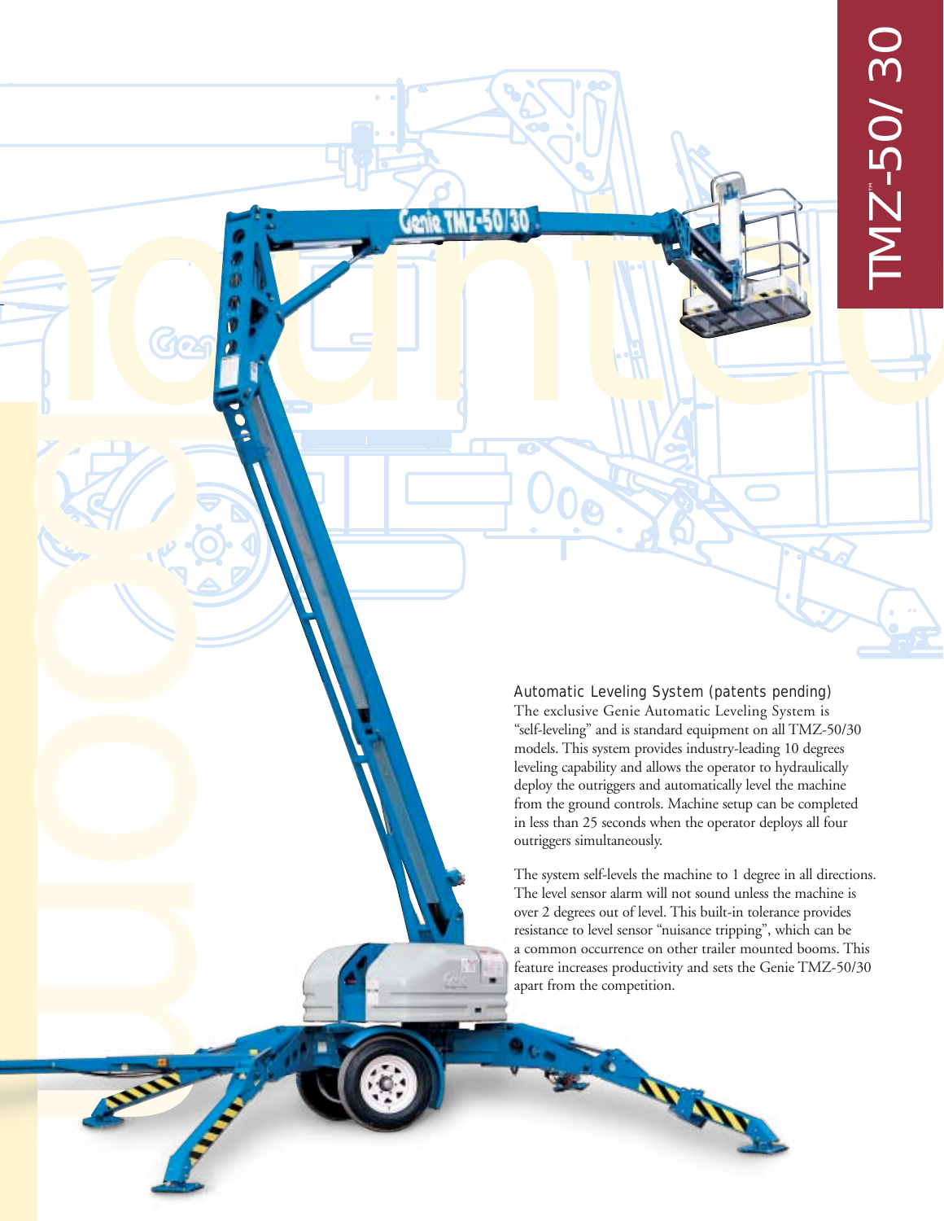# TMZ™-50/30

### Automatic Leveling System (patents pending)

The exclusive Genie Automatic Leveling System is "self-leveling" and is standard equipment on all TMZ-50/30 models. This system provides industry-leading 10 degrees leveling capability and allows the operator to hydraulically deploy the outriggers and automatically level the machine from the ground controls. Machine setup can be completed in less than 25 seconds when the operator deploys all four outriggers simultaneously.

The system self-levels the machine to 1 degree in all directions. The level sensor alarm will not sound unless the machine is over 2 degrees out of level. This built-in tolerance provides resistance to level sensor "nuisance tripping", which can be a common occurrence on other trailer mounted booms. This feature increases productivity and sets the Genie TMZ-50/30 apart from the competition.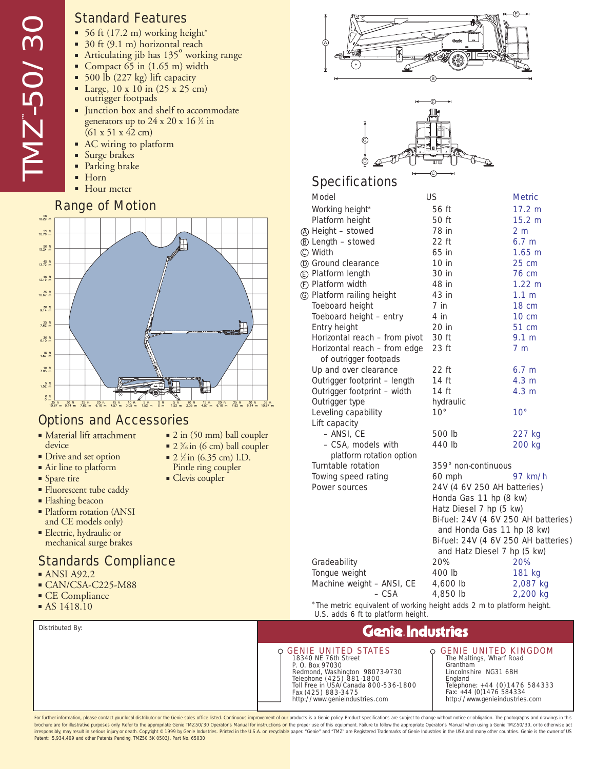# TMZ™-50/30

## Standard Features

- 56 ft (17.2 m) working height*
- 30 ft (9.1 m) horizontal reach
- Articulating jib has 135° working range
- Compact 65 in (1.65 m) width
- 500 lb (227 kg) lift capacity
- Large, 10 x 10 in (25 x 25 cm) outrigger footpads
- Junction box and shelf to accommodate generators up to 24 x 20 x 16 ½ in (61 x 51 x 42 cm)
- AC wiring to platform
- Surge brakes
- Parking brake
- Horn
- Hour meter

## Range of Motion

60 ft 18.29 m
55 ft 16.76 m
50 ft 15.24 m
45 ft 13.72 m
40 ft 12.19 m
35 ft 10.67 m
30 ft 9.14 m
25 ft 7.62 m
20 ft 6.10 m
15 ft 4.57 m
10 ft 3.05 m
5 ft 1.52 m
0 ft 0 m

35 ft 10.67 m, 30 ft 9.14 m, 25 ft 7.62 m, 20 ft 6.10 m, 15 ft 4.57 m, 10 ft 3.05 m, 5 ft 1.52 m, 0 ft 0 m, 5 ft 1.52 m, 10 ft 3.05 m, 15 ft 4.57 m, 20 ft 6.10 m, 25 ft 7.62 m, 30 ft 9.14 m, 35 ft 10.67 m

## Options and Accessories

- Material lift attachment device
- Drive and set option
- Air line to platform
- Spare tire
- Fluorescent tube caddy
- Flashing beacon
- Platform rotation (ANSI and CE models only)
- Electric, hydraulic or mechanical surge brakes
- 2 in (50 mm) ball coupler
- 2 5⁄16 in (6 cm) ball coupler
- 2 ½ in (6.35 cm) I.D. Pintle ring coupler
- Clevis coupler

## Standards Compliance

- ANSI A92.2
- CAN/CSA-C225-M88
- CE Compliance
- AS 1418.10

A, B, E, F, G, D, C

## Specifications

| Model | US | Metric |
|---|---|---|
| Working height* | 56 ft | 17.2 m |
| Platform height | 50 ft | 15.2 m |
| Ⓐ Height – stowed | 78 in | 2 m |
| Ⓑ Length – stowed | 22 ft | 6.7 m |
| Ⓒ Width | 65 in | 1.65 m |
| Ⓓ Ground clearance | 10 in | 25 cm |
| Ⓔ Platform length | 30 in | 76 cm |
| Ⓕ Platform width | 48 in | 1.22 m |
| Ⓖ Platform railing height | 43 in | 1.1 m |
| Toeboard height | 7 in | 18 cm |
| Toeboard height – entry | 4 in | 10 cm |
| Entry height | 20 in | 51 cm |
| Horizontal reach – from pivot | 30 ft | 9.1 m |
| Horizontal reach – from edge of outrigger footpads | 23 ft | 7 m |
| Up and over clearance | 22 ft | 6.7 m |
| Outrigger footprint – length | 14 ft | 4.3 m |
| Outrigger footprint – width | 14 ft | 4.3 m |
| Outrigger type | hydraulic | |
| Leveling capability | 10° | 10° |
| Lift capacity | | |
| – ANSI, CE | 500 lb | 227 kg |
| – CSA, models with platform rotation option | 440 lb | 200 kg |
| Turntable rotation | 359° non-continuous | |
| Towing speed rating | 60 mph | 97 km/h |
| Power sources | 24V (4 6V 250 AH batteries) | |
| | Honda Gas 11 hp (8 kw) | |
| | Hatz Diesel 7 hp (5 kw) | |
| | Bi-fuel: 24V (4 6V 250 AH batteries) and Honda Gas 11 hp (8 kw) | |
| | Bi-fuel: 24V (4 6V 250 AH batteries) and Hatz Diesel 7 hp (5 kw) | |
| Gradeability | 20% | 20% |
| Tongue weight | 400 lb | 181 kg |
| Machine weight – ANSI, CE | 4,600 lb | 2,087 kg |
| – CSA | 4,850 lb | 2,200 kg |

*The metric equivalent of working height adds 2 m to platform height. U.S. adds 6 ft to platform height.

Distributed By:

**Genie Industries**

GENIE UNITED STATES
18340 NE 76th Street
P. O. Box 97030
Redmond, Washington 98073-9730
Telephone (425) 881-1800
Toll Free in USA/Canada 800-536-1800
Fax (425) 883-3475
http://www.genieindustries.com

GENIE UNITED KINGDOM
The Maltings, Wharf Road
Grantham
Lincolnshire NG31 6BH
England
Telephone: +44 (0)1476 584333
Fax: +44 (0)1476 584334
http://www.genieindustries.com

For further information, please contact your local distributor or the Genie sales office listed. Continuous improvement of our products is a Genie policy. Product specifications are subject to change without notice or obligation. The photographs and drawings in this brochure are for illustrative purposes only. Refer to the appropriate Genie TMZ-50/30 Operator's Manual for instructions on the proper use of this equipment. Failure to follow the appropriate Operator's Manual when using a Genie TMZ-50/30, or to otherwise act irresponsibly, may result in serious injury or death. Copyright © 1999 by Genie Industries. Printed in the U.S.A. on recyclable paper. "Genie" and "TMZ" are Registered Trademarks of Genie Industries in the USA and many other countries. Genie is the owner of US Patent: 5,934,409 and other Patents Pending. TMZ50 5K 0503J. Part No. 65030